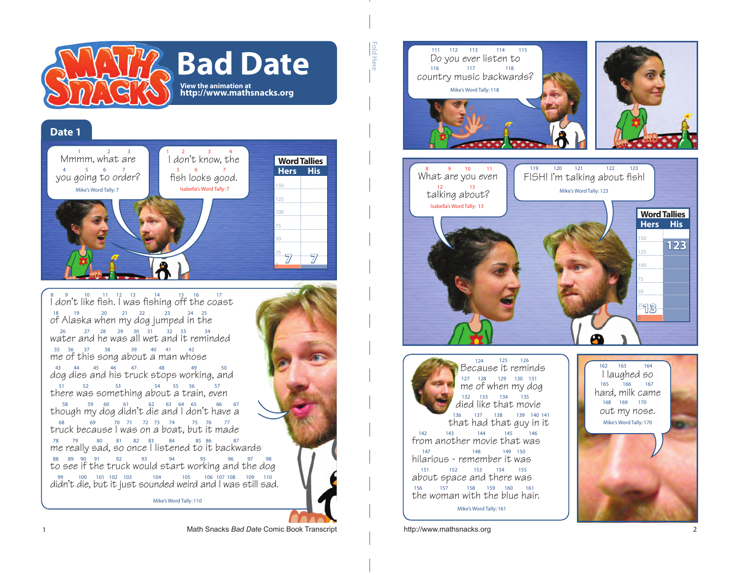# Bad Date

View the animation at
http://www.mathsnacks.org

## Date 1

Mmmm, what are you going to order?

Mike's Word Tally: 7

I don't know, the fish looks good.

Isabella's Word Tally: 7

| Word Tallies | |
|---|---|
| Hers | His |
| 7 | 7 |

I don't like fish. I was fishing off the coast of Alaska when my dog jumped in the water and he was all wet and it reminded me of this song about a man whose dog dies and his truck stops working, and there was something about a train, even though my dog didn't die and I don't have a truck because I was on a boat, but it made me really sad, so once I listened to it backwards to see if the truck would start working and the dog didn't die, but it just sounded weird and I was still sad.

Mike's Word Tally: 110

Do you ever listen to country music backwards?

Mike's Word Tally: 118

What are you even talking about?

Isabella's Word Tally: 13

FISH! I'm talking about fish!

Mike's Word Tally: 123

| Word Tallies | |
|---|---|
| Hers | His |
| 13 | 123 |

Because it reminds me of when my dog died like that movie that had that guy in it from another movie that was hilarious - remember it was about space and there was the woman with the blue hair.

Mike's Word Tally: 161

I laughed so hard, milk came out my nose.

Mike's Word Tally: 170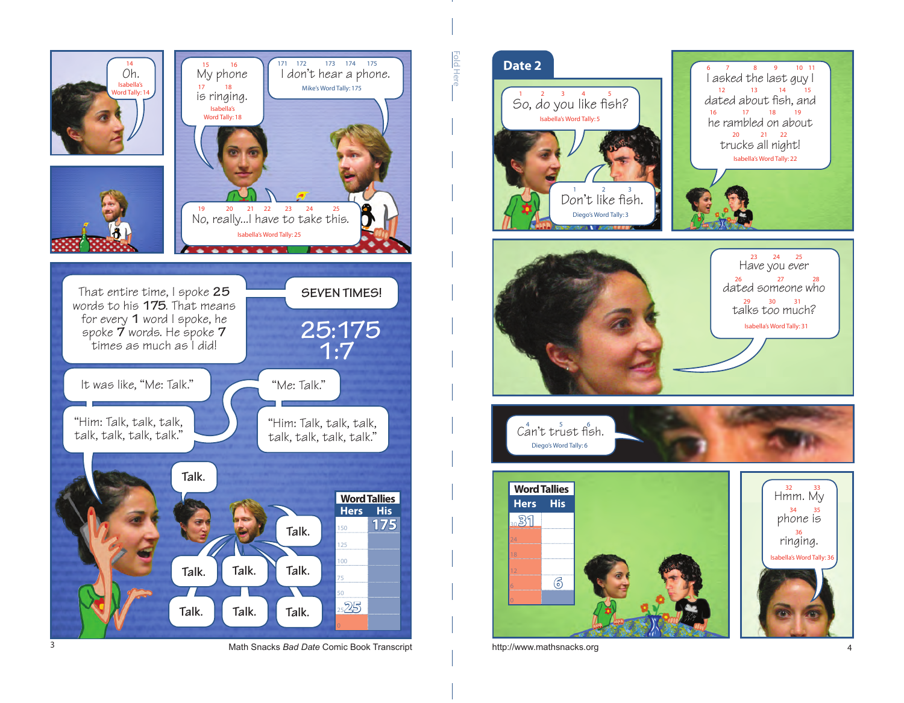Oh.

Isabella's Word Tally: 14

My phone is ringing.

Isabella's Word Tally: 18

I don't hear a phone.

Mike's Word Tally: 175

No, really...I have to take this.

Isabella's Word Tally: 25

That entire time, I spoke **25** words to his **175**. That means for every **1** word I spoke, he spoke **7** words. He spoke **7** times as much as I did!

SEVEN TIMES!

25:175
1:7

It was like, "Me: Talk."

"Him: Talk, talk, talk, talk, talk, talk, talk."

"Me: Talk."

"Him: Talk, talk, talk, talk, talk, talk, talk."

Talk.

Talk. Talk. Talk. Talk. Talk. Talk. Talk.

| Word Tallies | |
|---|---|
| Hers | His |
| 25 | 175 |

Math Snacks *Bad Date* Comic Book Transcript

Fold Here

## Date 2

So, do you like fish?

Isabella's Word Tally: 5

Don't like fish.

Diego's Word Tally: 3

I asked the last guy I dated about fish, and he rambled on about trucks all night!

Isabella's Word Tally: 22

Have you ever dated someone who talks too much?

Isabella's Word Tally: 31

Can't trust fish.

Diego's Word Tally: 6

| Word Tallies | |
|---|---|
| Hers | His |
| 31 | 6 |

Hmm. My phone is ringing.

Isabella's Word Tally: 36

http://www.mathsnacks.org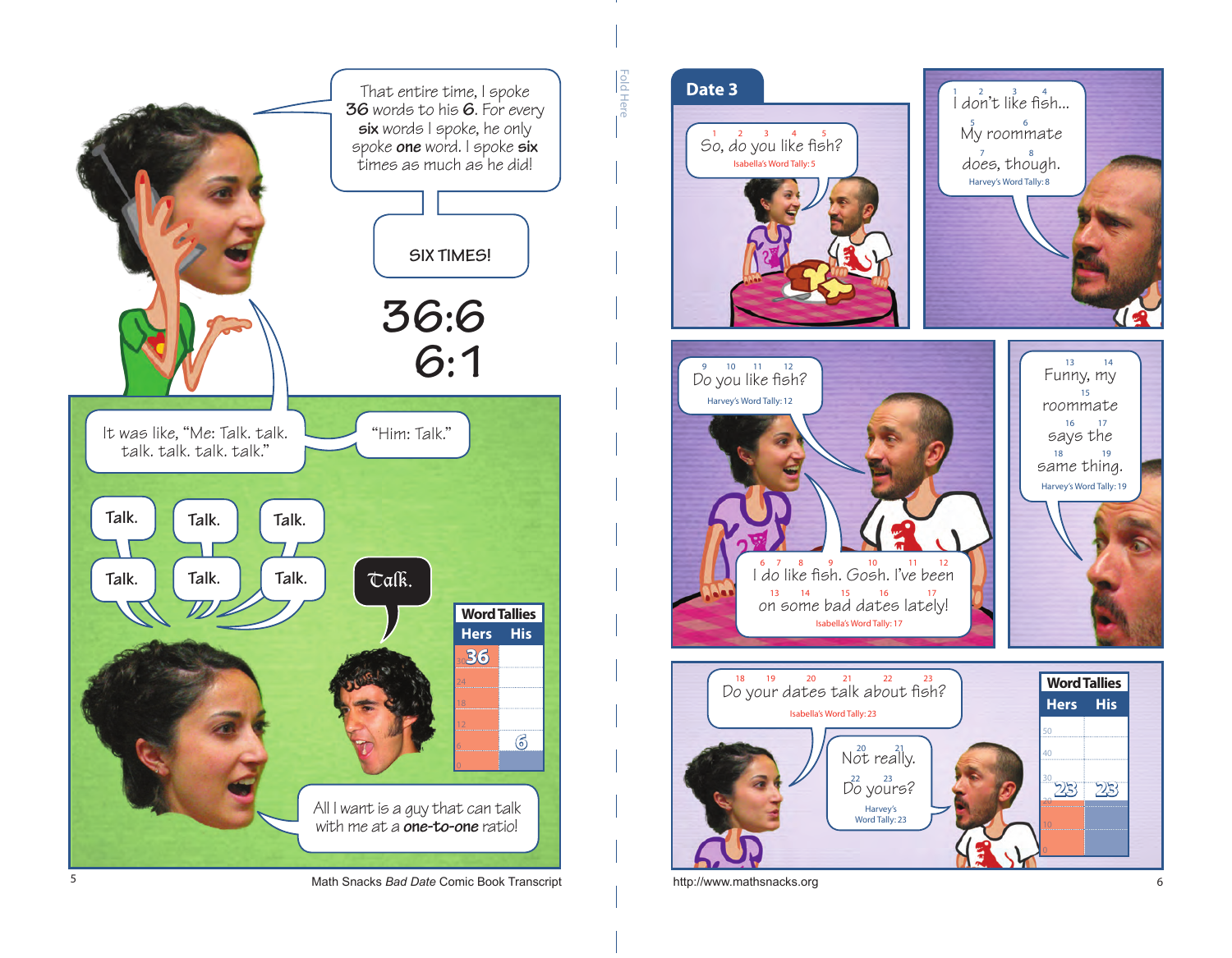That entire time, I spoke **36** words to his **6**. For every **six** words I spoke, he only spoke **one** word. I spoke **six** times as much as he did!

SIX TIMES!

**36:6**

**6:1**

It was like, "Me: Talk. talk. talk. talk. talk. talk."

"Him: Talk."

Talk. Talk. Talk.

Talk. Talk. Talk.

Talk.

**Word Tallies**

| Hers | His |
|---|---|
| 36 | 6 |

All I want is a guy that can talk with me at a **one-to-one** ratio!

## Date 3

So, do you like fish?

Isabella's Word Tally: 5

I don't like fish... My roommate does, though.

Harvey's Word Tally: 8

Do you like fish?

Harvey's Word Tally: 12

I do like fish. Gosh. I've been on some bad dates lately!

Isabella's Word Tally: 17

Funny, my roommate says the same thing.

Harvey's Word Tally: 19

Do your dates talk about fish?

Isabella's Word Tally: 23

Not really. Do yours?

Harvey's Word Tally: 23

**Word Tallies**

| Hers | His |
|---|---|
| 23 | 23 |

Math Snacks *Bad Date* Comic Book Transcript

http://www.mathsnacks.org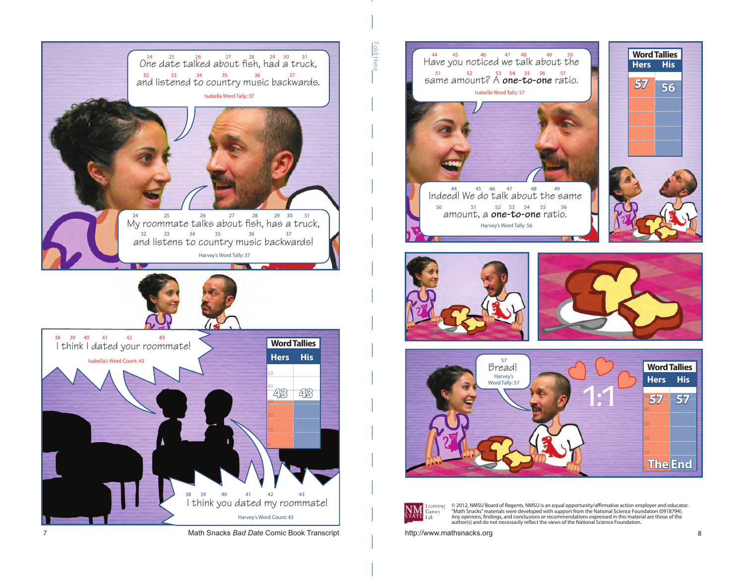One date talked about fish, had a truck, and listened to country music backwards.

Isabella Word Tally: 37

My roommate talks about fish, has a truck, and listens to country music backwards!

Harvey's Word Tally: 37

I think I dated your roommate!

Isabella's Word Count: 43

I think you dated my roommate!

Harvey's Word Count: 43

Word Tallies

Hers His

43 43

Have you noticed we talk about the same amount? A **one-to-one** ratio.

Isabella Word Tally: 57

Indeed! We do talk about the same amount, a **one-to-one** ratio.

Harvey's Word Tally: 56

Word Tallies

Hers His

57 56

Bread!

Harvey's Word Tally: 57

1:1

Word Tallies

Hers His

57 57

The End

© 2012, NMSU Board of Regents. NMSU is an equal opportunity/affirmative action employer and educator. "Math Snacks" materials were developed with support from the National Science Foundation (0918794). Any opinions, findings, and conclusions or recommendations expressed in this material are those of the author(s) and do not necessarily reflect the views of the National Science Foundation.

http://www.mathsnacks.org